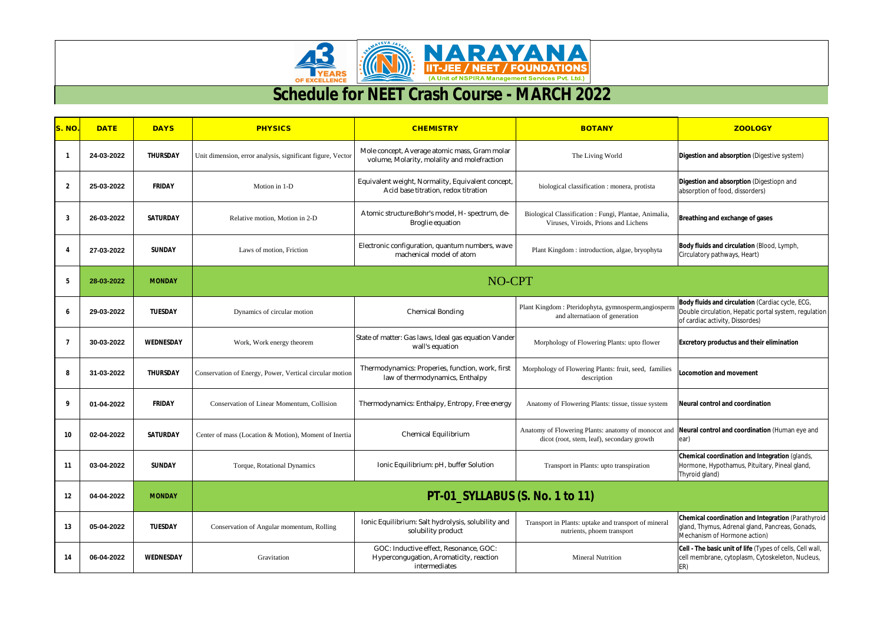43 YEARS OF EXCELLENCE

NARAYANA IIT-JEE / NEET / FOUNDATIONS (A Unit of NSPIRA Management Services Pvt. Ltd.)

# Schedule for NEET Crash Course - MARCH 2022

| S. NO. | DATE | DAYS | PHYSICS | CHEMISTRY | BOTANY | ZOOLOGY |
|---|---|---|---|---|---|---|
| 1 | 24-03-2022 | THURSDAY | Unit dimension, error analysis, significant figure, Vector | Mole concept, Average atomic mass, Gram molar volume, Molarity, molality and molefraction | The Living World | **Digestion and absorption** (Digestive system) |
| 2 | 25-03-2022 | FRIDAY | Motion in 1-D | Equivalent weight, Normality, Equivalent concept, Acid base titration, redox titration | biological classification : monera, protista | **Digestion and absorption** (Digestiopn and absorption of food, disorders) |
| 3 | 26-03-2022 | SATURDAY | Relative motion, Motion in 2-D | Atomic structure:Bohr's model, H- spectrum, de-Broglie equation | Biological Classification : Fungi, Plantae, Animalia, Viruses, Viroids, Prions and Lichens | **Breathing and exchange of gases** |
| 4 | 27-03-2022 | SUNDAY | Laws of motion, Friction | Electronic configuration, quantum numbers, wave machenical model of atom | Plant Kingdom : introduction, algae, bryophyta | **Body fluids and circulation** (Blood, Lymph, Circulatory pathways, Heart) |
| 5 | 28-03-2022 | MONDAY | NO-CPT | | | |
| 6 | 29-03-2022 | TUESDAY | Dynamics of circular motion | Chemical Bonding | Plant Kingdom : Pteridophyta, gymnosperm,angiosperm and alternatiaon of generation | **Body fluids and circulation** (Cardiac cycle, ECG, Double circulation, Hepatic portal system, regulation of cardiac activity, Dissordes) |
| 7 | 30-03-2022 | WEDNESDAY | Work, Work energy theorem | State of matter: Gas laws, Ideal gas equation Vander wall's equation | Morphology of Flowering Plants: upto flower | **Excretory productus and their elimination** |
| 8 | 31-03-2022 | THURSDAY | Conservation of Energy, Power, Vertical circular motion | Thermodynamics: Properies, function, work, first law of thermodynamics, Enthalpy | Morphology of Flowering Plants: fruit, seed, families description | **Locomotion and movement** |
| 9 | 01-04-2022 | FRIDAY | Conservation of Linear Momentum, Collision | Thermodynamics: Enthalpy, Entropy, Free energy | Anatomy of Flowering Plants: tissue, tissue system | **Neural control and coordination** |
| 10 | 02-04-2022 | SATURDAY | Center of mass (Location & Motion), Moment of Inertia | Chemical Equilibrium | Anatomy of Flowering Plants: anatomy of monocot and dicot (root, stem, leaf), secondary growth | **Neural control and coordination** (Human eye and ear) |
| 11 | 03-04-2022 | SUNDAY | Torque, Rotational Dynamics | Ionic Equilibrium: pH, buffer Solution | Transport in Plants: upto transpiration | **Chemical coordination and Integration** (glands, Hormone, Hypothamus, Pituitary, Pineal gland, Thyroid gland) |
| 12 | 04-04-2022 | MONDAY | **PT-01_SYLLABUS (S. No. 1 to 11)** | | | |
| 13 | 05-04-2022 | TUESDAY | Conservation of Angular momentum, Rolling | Ionic Equilibrium: Salt hydrolysis, solubility and solubility product | Transport in Plants: uptake and transport of mineral nutrients, phoem transport | **Chemical coordination and Integration** (Parathyroid gland, Thymus, Adrenal gland, Pancreas, Gonads, Mechanism of Hormone action) |
| 14 | 06-04-2022 | WEDNESDAY | Gravitation | GOC: Inductive effect, Resonance, GOC: Hypercongugation, Aromaticity, reaction intermediates | Mineral Nutrition | **Cell - The basic unit of life** (Types of cells, Cell wall, cell membrane, cytoplasm, Cytoskeleton, Nucleus, ER) |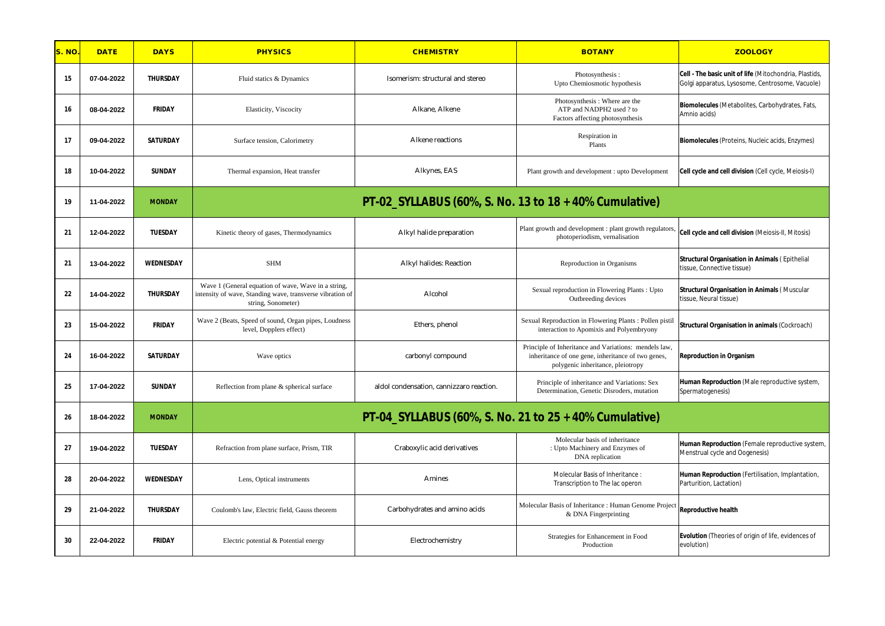| S. NO. | DATE | DAYS | PHYSICS | CHEMISTRY | BOTANY | ZOOLOGY |
|---|---|---|---|---|---|---|
| 15 | 07-04-2022 | THURSDAY | Fluid statics & Dynamics | Isomerism: structural and stereo | Photosynthesis : Upto Chemiosmotic hypothesis | **Cell - The basic unit of life** (Mitochondria, Plastids, Golgi apparatus, Lysosome, Centrosome, Vacuole) |
| 16 | 08-04-2022 | FRIDAY | Elasticity, Viscocity | Alkane, Alkene | Photosynthesis : Where are the ATP and NADPH2 used ? to Factors affecting photosynthesis | **Biomolecules** (Metabolites, Carbohydrates, Fats, Amnio acids) |
| 17 | 09-04-2022 | SATURDAY | Surface tension, Calorimetry | Alkene reactions | Respiration in Plants | **Biomolecules** (Proteins, Nucleic acids, Enzymes) |
| 18 | 10-04-2022 | SUNDAY | Thermal expansion, Heat transfer | Alkynes, EAS | Plant growth and development : upto Development | **Cell cycle and cell division** (Cell cycle, Meiosis-I) |
| 19 | 11-04-2022 | MONDAY | **PT-02_SYLLABUS (60%, S. No. 13 to 18 + 40% Cumulative)** | | | |
| 21 | 12-04-2022 | TUESDAY | Kinetic theory of gases, Thermodynamics | Alkyl halide preparation | Plant growth and development : plant growth regulators, photoperiodism, vernalisation | **Cell cycle and cell division** (Meiosis-II, Mitosis) |
| 21 | 13-04-2022 | WEDNESDAY | SHM | Alkyl halides: Reaction | Reproduction in Organisms | **Structural Organisation in Animals** ( Epithelial tissue, Connective tissue) |
| 22 | 14-04-2022 | THURSDAY | Wave 1 (General equation of wave, Wave in a string, intensity of wave, Standing wave, transverse vibration of string, Sonometer) | Alcohol | Sexual reproduction in Flowering Plants : Upto Outbreeding devices | **Structural Organisation in Animals** ( Muscular tissue, Neural tissue) |
| 23 | 15-04-2022 | FRIDAY | Wave 2 (Beats, Speed of sound, Organ pipes, Loudness level, Dopplers effect) | Ethers, phenol | Sexual Reproduction in Flowering Plants : Pollen pistil interaction to Apomixis and Polyembryony | **Structural Organisation in animals** (Cockroach) |
| 24 | 16-04-2022 | SATURDAY | Wave optics | carbonyl compound | Principle of Inheritance and Variations: mendels law, inheritance of one gene, inheritance of two genes, polygenic inheritance, pleiotropy | **Reproduction in Organism** |
| 25 | 17-04-2022 | SUNDAY | Reflection from plane & spherical surface | aldol condensation, cannizzaro reaction. | Principle of inheritance and Variations: Sex Determination, Genetic Disroders, mutation | **Human Reproduction** (Male reproductive system, Spermatogenesis) |
| 26 | 18-04-2022 | MONDAY | **PT-04_SYLLABUS (60%, S. No. 21 to 25 + 40% Cumulative)** | | | |
| 27 | 19-04-2022 | TUESDAY | Refraction from plane surface, Prism, TIR | Craboxylic acid derivatives | Molecular basis of inheritance : Upto Machinery and Enzymes of DNA replication | **Human Reproduction** (Female reproductive system, Menstrual cycle and Oogenesis) |
| 28 | 20-04-2022 | WEDNESDAY | Lens, Optical instruments | Amines | Molecular Basis of Inheritance : Transcription to The lac operon | **Human Reproduction** (Fertilisation, Implantation, Parturition, Lactation) |
| 29 | 21-04-2022 | THURSDAY | Coulomb's law, Electric field, Gauss theorem | Carbohydrates and amino acids | Molecular Basis of Inheritance : Human Genome Project & DNA Fingerprinting | **Reproductive health** |
| 30 | 22-04-2022 | FRIDAY | Electric potential & Potential energy | Electrochemistry | Strategies for Enhancement in Food Production | **Evolution** (Theories of origin of life, evidences of evolution) |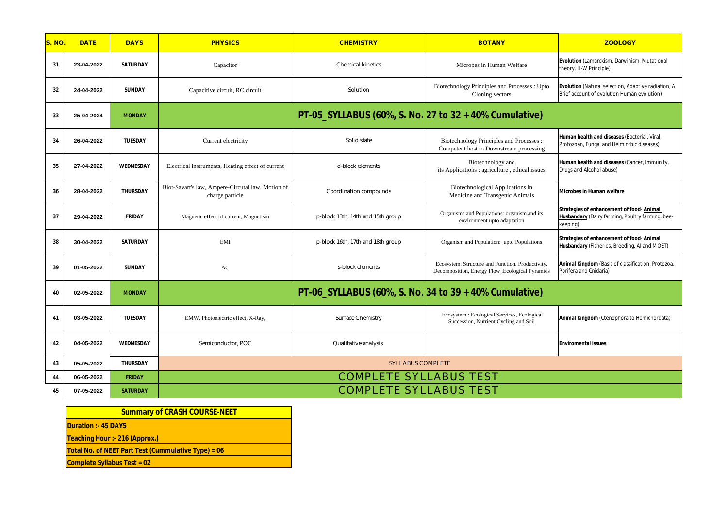| S. NO. | DATE | DAYS | PHYSICS | CHEMISTRY | BOTANY | ZOOLOGY |
|---|---|---|---|---|---|---|
| 31 | 23-04-2022 | SATURDAY | Capacitor | Chemical kinetics | Microbes in Human Welfare | **Evolution** (Lamarckism, Darwinism, Mutational theory, H-W Principle) |
| 32 | 24-04-2022 | SUNDAY | Capacitive circuit, RC circuit | Solution | Biotechnology Principles and Processes : Upto Cloning vectors | **Evolution** (Natural selection, Adaptive radiation, A Brief account of evolution Human evolution) |
| 33 | 25-04-2024 | MONDAY | **PT-05_SYLLABUS (60%, S. No. 27 to 32 + 40% Cumulative)** | | | |
| 34 | 26-04-2022 | TUESDAY | Current electricity | Solid state | Biotechnology Principles and Processes : Competent host to Downstream processing | **Human health and diseases** (Bacterial, Viral, Protozoan, Fungal and Helminthic diseases) |
| 35 | 27-04-2022 | WEDNESDAY | Electrical instruments, Heating effect of current | d-block elements | Biotechnology and its Applications : agriculture , ethical issues | **Human health and diseases** (Cancer, Immunity, Drugs and Alcohol abuse) |
| 36 | 28-04-2022 | THURSDAY | Biot-Savart's law, Ampere-Circutal law, Motion of charge particle | Coordination compounds | Biotechnological Applications in Medicine and Transgenic Animals | **Microbes in Human welfare** |
| 37 | 29-04-2022 | FRIDAY | Magnetic effect of current, Magnetism | p-block 13th, 14th and 15th group | Organisms and Populations: organism and its environment upto adaptation | **Strategies of enhancement of food- Animal Husbandary** (Dairy farming, Poultry farming, bee-keeping) |
| 38 | 30-04-2022 | SATURDAY | EMI | p-block 16th, 17th and 18th group | Organism and Population: upto Populations | **Strategies of enhancement of food- Animal Husbandary** (Fisheries, Breeding, AI and MOET) |
| 39 | 01-05-2022 | SUNDAY | AC | s-block elements | Ecosystem: Structure and Function, Productivity, Decomposition, Energy Flow ,Ecological Pyramids | **Animal Kingdom** (Basis of classification, Protozoa, Porifera and Cnidaria) |
| 40 | 02-05-2022 | MONDAY | **PT-06_SYLLABUS (60%, S. No. 34 to 39 + 40% Cumulative)** | | | |
| 41 | 03-05-2022 | TUESDAY | EMW, Photoelectric effect, X-Ray, | Surface Chemistry | Ecosystem : Ecological Services, Ecological Succession, Nutrient Cycling and Soil | **Animal Kingdom** (Ctenophora to Hemichordata) |
| 42 | 04-05-2022 | WEDNESDAY | Semiconductor, POC | Qualitative analysis | | **Enviromental issues** |
| 43 | 05-05-2022 | THURSDAY | SYLLABUS COMPLETE | | | |
| 44 | 06-05-2022 | FRIDAY | COMPLETE SYLLABUS TEST | | | |
| 45 | 07-05-2022 | SATURDAY | COMPLETE SYLLABUS TEST | | | |

| Summary of CRASH COURSE-NEET |
|---|
| **Duration :- 45 DAYS** |
| **Teaching Hour :- 216 (Approx.)** |
| **Total No. of NEET Part Test (Cummulative Type) = 06** |
| **Complete Syllabus Test = 02** |